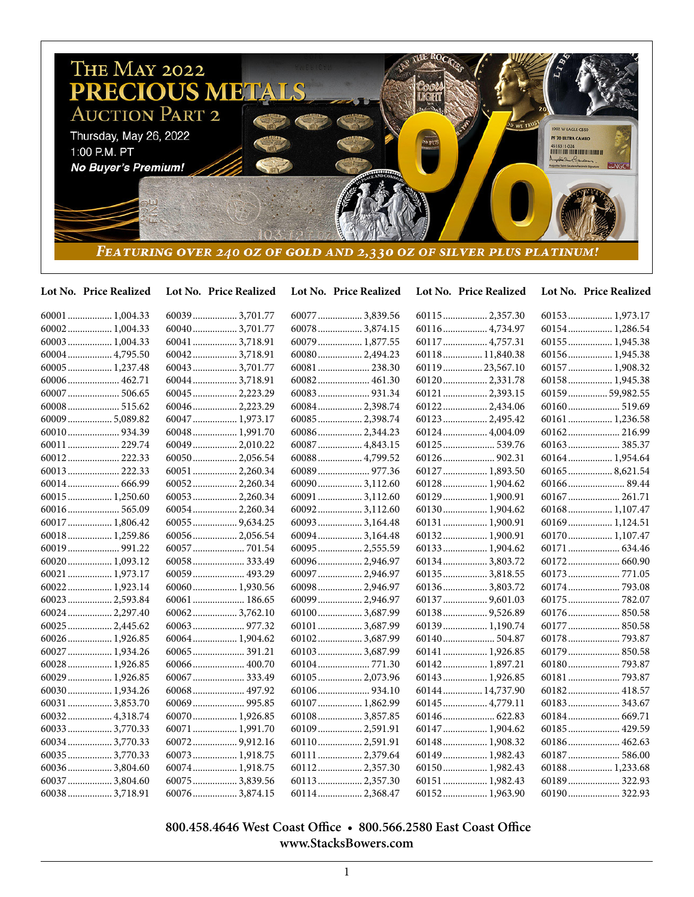# The May 2022 Precious Metals Auction Part 2

Thursday, May 26, 2022
1:00 P.M. PT
***No Buyer's Premium!***

*Featuring over 240 oz of gold and 2,330 oz of silver plus platinum!*

| Lot No. | Price Realized | Lot No. | Price Realized | Lot No. | Price Realized | Lot No. | Price Realized | Lot No. | Price Realized |
|---|---|---|---|---|---|---|---|---|---|
| 60001 | 1,004.33 | 60039 | 3,701.77 | 60077 | 3,839.56 | 60115 | 2,357.30 | 60153 | 1,973.17 |
| 60002 | 1,004.33 | 60040 | 3,701.77 | 60078 | 3,874.15 | 60116 | 4,734.97 | 60154 | 1,286.54 |
| 60003 | 1,004.33 | 60041 | 3,718.91 | 60079 | 1,877.55 | 60117 | 4,757.31 | 60155 | 1,945.38 |
| 60004 | 4,795.50 | 60042 | 3,718.91 | 60080 | 2,494.23 | 60118 | 11,840.38 | 60156 | 1,945.38 |
| 60005 | 1,237.48 | 60043 | 3,701.77 | 60081 | 238.30 | 60119 | 23,567.10 | 60157 | 1,908.32 |
| 60006 | 462.71 | 60044 | 3,718.91 | 60082 | 461.30 | 60120 | 2,331.78 | 60158 | 1,945.38 |
| 60007 | 506.65 | 60045 | 2,223.29 | 60083 | 931.34 | 60121 | 2,393.15 | 60159 | 59,982.55 |
| 60008 | 515.62 | 60046 | 2,223.29 | 60084 | 2,398.74 | 60122 | 2,434.06 | 60160 | 519.69 |
| 60009 | 5,089.82 | 60047 | 1,973.17 | 60085 | 2,398.74 | 60123 | 2,495.42 | 60161 | 1,236.58 |
| 60010 | 934.39 | 60048 | 1,991.70 | 60086 | 2,344.23 | 60124 | 4,004.09 | 60162 | 216.99 |
| 60011 | 229.74 | 60049 | 2,010.22 | 60087 | 4,843.15 | 60125 | 539.76 | 60163 | 385.37 |
| 60012 | 222.33 | 60050 | 2,056.54 | 60088 | 4,799.52 | 60126 | 902.31 | 60164 | 1,954.64 |
| 60013 | 222.33 | 60051 | 2,260.34 | 60089 | 977.36 | 60127 | 1,893.50 | 60165 | 8,621.54 |
| 60014 | 666.99 | 60052 | 2,260.34 | 60090 | 3,112.60 | 60128 | 1,904.62 | 60166 | 89.44 |
| 60015 | 1,250.60 | 60053 | 2,260.34 | 60091 | 3,112.60 | 60129 | 1,900.91 | 60167 | 261.71 |
| 60016 | 565.09 | 60054 | 2,260.34 | 60092 | 3,112.60 | 60130 | 1,904.62 | 60168 | 1,107.47 |
| 60017 | 1,806.42 | 60055 | 9,634.25 | 60093 | 3,164.48 | 60131 | 1,900.91 | 60169 | 1,124.51 |
| 60018 | 1,259.86 | 60056 | 2,056.54 | 60094 | 3,164.48 | 60132 | 1,900.91 | 60170 | 1,107.47 |
| 60019 | 991.22 | 60057 | 701.54 | 60095 | 2,555.59 | 60133 | 1,904.62 | 60171 | 634.46 |
| 60020 | 1,093.12 | 60058 | 333.49 | 60096 | 2,946.97 | 60134 | 3,803.72 | 60172 | 660.90 |
| 60021 | 1,973.17 | 60059 | 493.29 | 60097 | 2,946.97 | 60135 | 3,818.55 | 60173 | 771.05 |
| 60022 | 1,923.14 | 60060 | 1,930.56 | 60098 | 2,946.97 | 60136 | 3,803.72 | 60174 | 793.08 |
| 60023 | 2,593.84 | 60061 | 186.65 | 60099 | 2,946.97 | 60137 | 9,601.03 | 60175 | 782.07 |
| 60024 | 2,297.40 | 60062 | 3,762.10 | 60100 | 3,687.99 | 60138 | 9,526.89 | 60176 | 850.58 |
| 60025 | 2,445.62 | 60063 | 977.32 | 60101 | 3,687.99 | 60139 | 1,190.74 | 60177 | 850.58 |
| 60026 | 1,926.85 | 60064 | 1,904.62 | 60102 | 3,687.99 | 60140 | 504.87 | 60178 | 793.87 |
| 60027 | 1,934.26 | 60065 | 391.21 | 60103 | 3,687.99 | 60141 | 1,926.85 | 60179 | 850.58 |
| 60028 | 1,926.85 | 60066 | 400.70 | 60104 | 771.30 | 60142 | 1,897.21 | 60180 | 793.87 |
| 60029 | 1,926.85 | 60067 | 333.49 | 60105 | 2,073.96 | 60143 | 1,926.85 | 60181 | 793.87 |
| 60030 | 1,934.26 | 60068 | 497.92 | 60106 | 934.10 | 60144 | 14,737.90 | 60182 | 418.57 |
| 60031 | 3,853.70 | 60069 | 995.85 | 60107 | 1,862.99 | 60145 | 4,779.11 | 60183 | 343.67 |
| 60032 | 4,318.74 | 60070 | 1,926.85 | 60108 | 3,857.85 | 60146 | 622.83 | 60184 | 669.71 |
| 60033 | 3,770.33 | 60071 | 1,991.70 | 60109 | 2,591.91 | 60147 | 1,904.62 | 60185 | 429.59 |
| 60034 | 3,770.33 | 60072 | 9,912.16 | 60110 | 2,591.91 | 60148 | 1,908.32 | 60186 | 462.63 |
| 60035 | 3,770.33 | 60073 | 1,918.75 | 60111 | 2,379.64 | 60149 | 1,982.43 | 60187 | 586.00 |
| 60036 | 3,804.60 | 60074 | 1,918.75 | 60112 | 2,357.30 | 60150 | 1,982.43 | 60188 | 1,233.68 |
| 60037 | 3,804.60 | 60075 | 3,839.56 | 60113 | 2,357.30 | 60151 | 1,982.43 | 60189 | 322.93 |
| 60038 | 3,718.91 | 60076 | 3,874.15 | 60114 | 2,368.47 | 60152 | 1,963.90 | 60190 | 322.93 |

**800.458.4646 West Coast Office • 800.566.2580 East Coast Office**
**www.StacksBowers.com**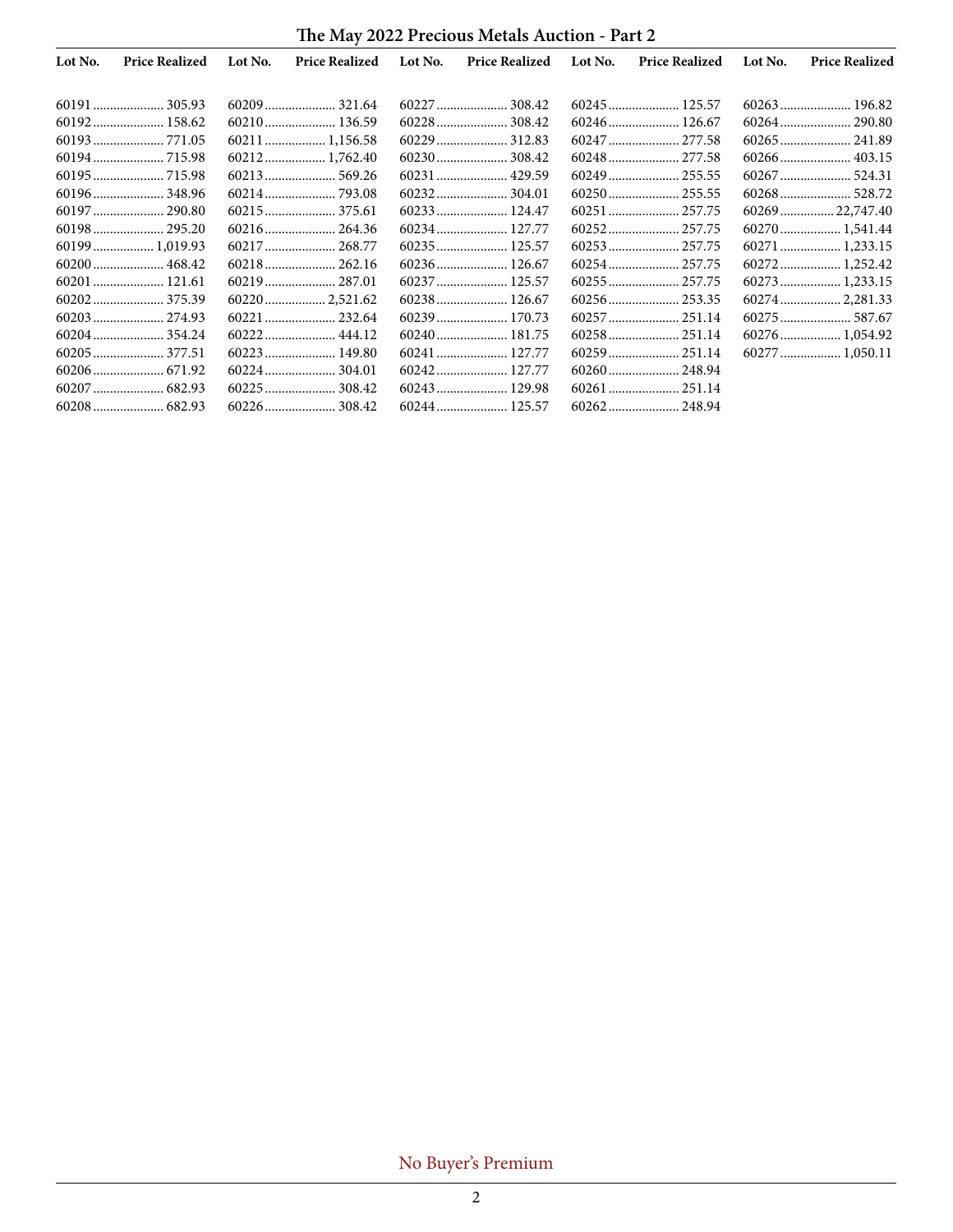# The May 2022 Precious Metals Auction - Part 2

| Lot No. | Price Realized | Lot No. | Price Realized | Lot No. | Price Realized | Lot No. | Price Realized | Lot No. | Price Realized |
|---|---|---|---|---|---|---|---|---|---|
| 60191 | 305.93 | 60209 | 321.64 | 60227 | 308.42 | 60245 | 125.57 | 60263 | 196.82 |
| 60192 | 158.62 | 60210 | 136.59 | 60228 | 308.42 | 60246 | 126.67 | 60264 | 290.80 |
| 60193 | 771.05 | 60211 | 1,156.58 | 60229 | 312.83 | 60247 | 277.58 | 60265 | 241.89 |
| 60194 | 715.98 | 60212 | 1,762.40 | 60230 | 308.42 | 60248 | 277.58 | 60266 | 403.15 |
| 60195 | 715.98 | 60213 | 569.26 | 60231 | 429.59 | 60249 | 255.55 | 60267 | 524.31 |
| 60196 | 348.96 | 60214 | 793.08 | 60232 | 304.01 | 60250 | 255.55 | 60268 | 528.72 |
| 60197 | 290.80 | 60215 | 375.61 | 60233 | 124.47 | 60251 | 257.75 | 60269 | 22,747.40 |
| 60198 | 295.20 | 60216 | 264.36 | 60234 | 127.77 | 60252 | 257.75 | 60270 | 1,541.44 |
| 60199 | 1,019.93 | 60217 | 268.77 | 60235 | 125.57 | 60253 | 257.75 | 60271 | 1,233.15 |
| 60200 | 468.42 | 60218 | 262.16 | 60236 | 126.67 | 60254 | 257.75 | 60272 | 1,252.42 |
| 60201 | 121.61 | 60219 | 287.01 | 60237 | 125.57 | 60255 | 257.75 | 60273 | 1,233.15 |
| 60202 | 375.39 | 60220 | 2,521.62 | 60238 | 126.67 | 60256 | 253.35 | 60274 | 2,281.33 |
| 60203 | 274.93 | 60221 | 232.64 | 60239 | 170.73 | 60257 | 251.14 | 60275 | 587.67 |
| 60204 | 354.24 | 60222 | 444.12 | 60240 | 181.75 | 60258 | 251.14 | 60276 | 1,054.92 |
| 60205 | 377.51 | 60223 | 149.80 | 60241 | 127.77 | 60259 | 251.14 | 60277 | 1,050.11 |
| 60206 | 671.92 | 60224 | 304.01 | 60242 | 127.77 | 60260 | 248.94 | | |
| 60207 | 682.93 | 60225 | 308.42 | 60243 | 129.98 | 60261 | 251.14 | | |
| 60208 | 682.93 | 60226 | 308.42 | 60244 | 125.57 | 60262 | 248.94 | | |

No Buyer's Premium